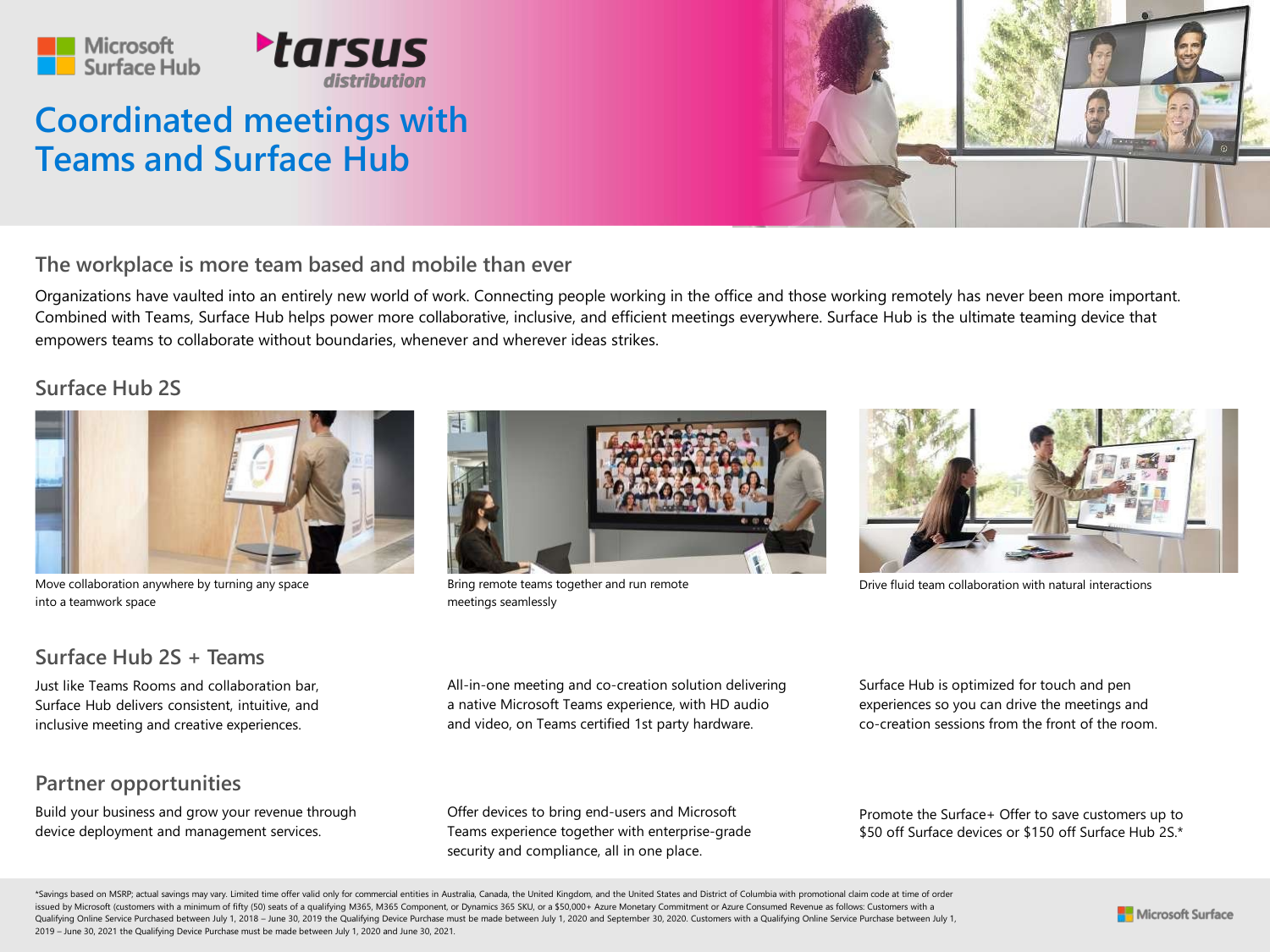Microsoft Surface Hub

tarsus distribution

# Coordinated meetings with Teams and Surface Hub

## The workplace is more team based and mobile than ever

Organizations have vaulted into an entirely new world of work. Connecting people working in the office and those working remotely has never been more important. Combined with Teams, Surface Hub helps power more collaborative, inclusive, and efficient meetings everywhere. Surface Hub is the ultimate teaming device that empowers teams to collaborate without boundaries, whenever and wherever ideas strikes.

## Surface Hub 2S

Move collaboration anywhere by turning any space into a teamwork space

Bring remote teams together and run remote meetings seamlessly

Drive fluid team collaboration with natural interactions

## Surface Hub 2S + Teams

Just like Teams Rooms and collaboration bar, Surface Hub delivers consistent, intuitive, and inclusive meeting and creative experiences.

All-in-one meeting and co-creation solution delivering a native Microsoft Teams experience, with HD audio and video, on Teams certified 1st party hardware.

Surface Hub is optimized for touch and pen experiences so you can drive the meetings and co-creation sessions from the front of the room.

## Partner opportunities

Build your business and grow your revenue through device deployment and management services.

Offer devices to bring end-users and Microsoft Teams experience together with enterprise-grade security and compliance, all in one place.

Promote the Surface+ Offer to save customers up to $50 off Surface devices or $150 off Surface Hub 2S.*

*Savings based on MSRP; actual savings may vary. Limited time offer valid only for commercial entities in Australia, Canada, the United Kingdom, and the United States and District of Columbia with promotional claim code at time of order issued by Microsoft (customers with a minimum of fifty (50) seats of a qualifying M365, M365 Component, or Dynamics 365 SKU, or a $50,000+ Azure Monetary Commitment or Azure Consumed Revenue as follows: Customers with a Qualifying Online Service Purchased between July 1, 2018 – June 30, 2019 the Qualifying Device Purchase must be made between July 1, 2020 and September 30, 2020. Customers with a Qualifying Online Service Purchase between July 1, 2019 – June 30, 2021 the Qualifying Device Purchase must be made between July 1, 2020 and June 30, 2021.

Microsoft Surface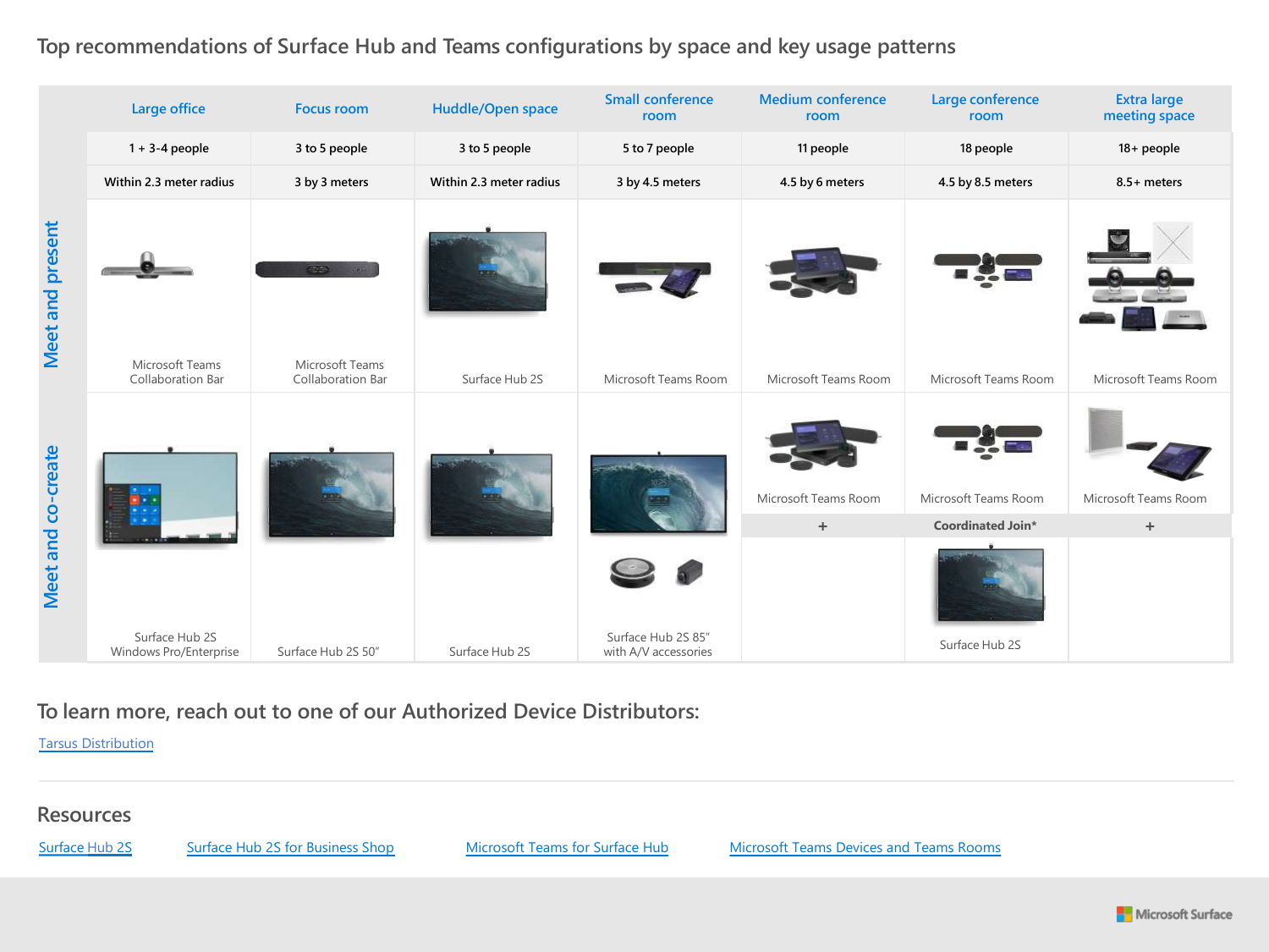## Top recommendations of Surface Hub and Teams configurations by space and key usage patterns

| | Large office | Focus room | Huddle/Open space | Small conference room | Medium conference room | Large conference room | Extra large meeting space |
|---|---|---|---|---|---|---|---|
| | 1 + 3-4 people | 3 to 5 people | 3 to 5 people | 5 to 7 people | 11 people | 18 people | 18+ people |
| | Within 2.3 meter radius | 3 by 3 meters | Within 2.3 meter radius | 3 by 4.5 meters | 4.5 by 6 meters | 4.5 by 8.5 meters | 8.5+ meters |
| **Meet and present** | Microsoft Teams Collaboration Bar | Microsoft Teams Collaboration Bar | Surface Hub 2S | Microsoft Teams Room | Microsoft Teams Room | Microsoft Teams Room | Microsoft Teams Room |
| **Meet and co-create** | Surface Hub 2S Windows Pro/Enterprise | Surface Hub 2S 50" | Surface Hub 2S | Surface Hub 2S 85" with A/V accessories | Microsoft Teams Room + | Microsoft Teams Room Coordinated Join* Surface Hub 2S | Microsoft Teams Room + |

## To learn more, reach out to one of our Authorized Device Distributors:

Tarsus Distribution

## Resources

Surface Hub 2S

Surface Hub 2S for Business Shop

Microsoft Teams for Surface Hub

Microsoft Teams Devices and Teams Rooms

Microsoft Surface